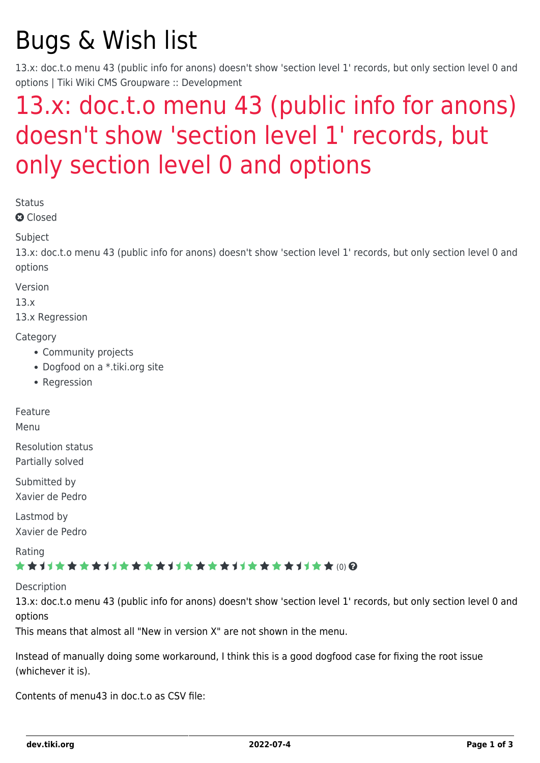# Bugs & Wish list

13.x: doc.t.o menu 43 (public info for anons) doesn't show 'section level 1' records, but only section level 0 and options | Tiki Wiki CMS Groupware :: Development

## 13.x: doc.t.o menu 43 (public info for anons) doesn't show 'section level 1' records, but only section level 0 and options

Status

Closed

Subject

13.x: doc.t.o menu 43 (public info for anons) doesn't show 'section level 1' records, but only section level 0 and options

Version

13.x

13.x Regression

Category

- Community projects
- Dogfood on a *.tiki.org site
- Regression

Feature

Menu

Resolution status

Partially solved

Submitted by

Xavier de Pedro

Lastmod by

Xavier de Pedro

Rating

(0)

Description

13.x: doc.t.o menu 43 (public info for anons) doesn't show 'section level 1' records, but only section level 0 and options

This means that almost all "New in version X" are not shown in the menu.

Instead of manually doing some workaround, I think this is a good dogfood case for fixing the root issue (whichever it is).

Contents of menu43 in doc.t.o as CSV file: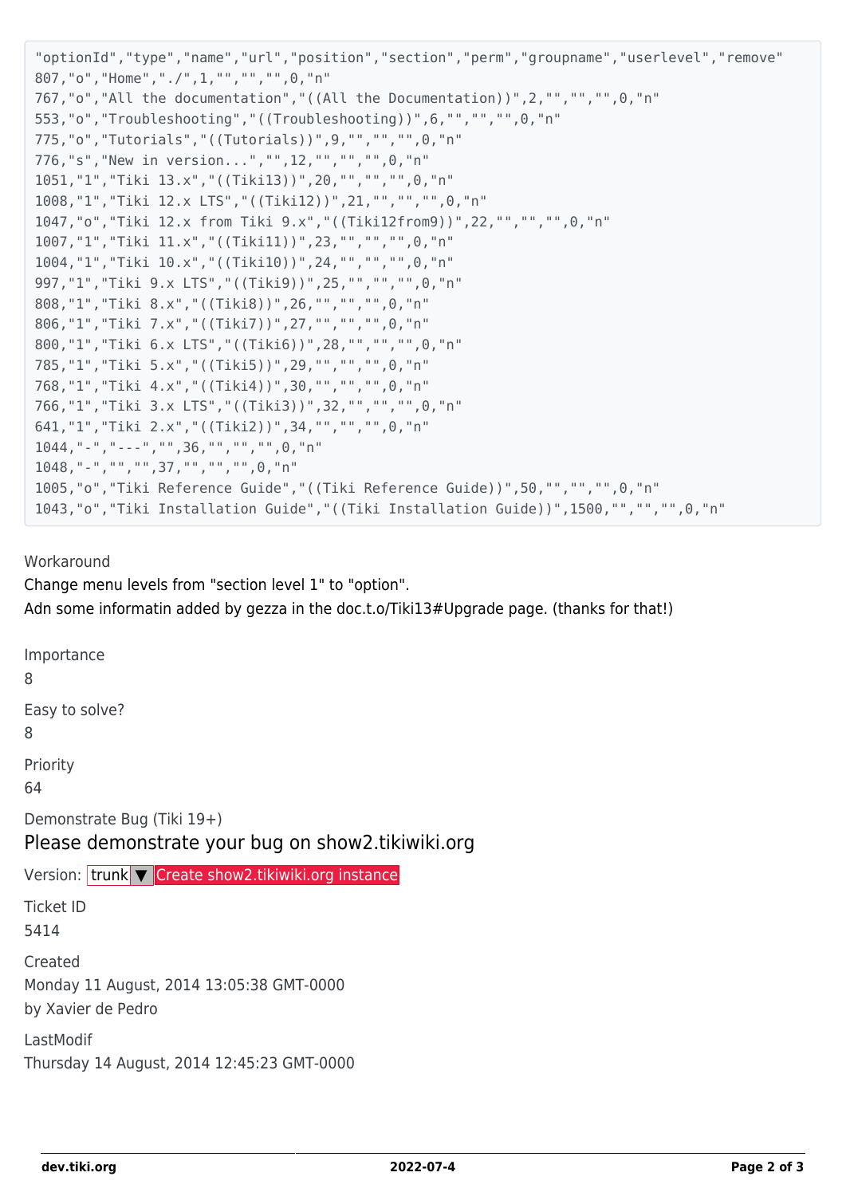```
"optionId","type","name","url","position","section","perm","groupname","userlevel","remove"
807,"o","Home","./",1,"","","",0,"n"
767,"o","All the documentation","((All the Documentation))",2,"","","",0,"n"
553,"o","Troubleshooting","((Troubleshooting))",6,"","","",0,"n"
775,"o","Tutorials","((Tutorials))",9,"","","",0,"n"
776,"s","New in version...","",12,"","","",0,"n"
1051,"1","Tiki 13.x","((Tiki13))",20,"","","",0,"n"
1008,"1","Tiki 12.x LTS","((Tiki12))",21,"","","",0,"n"
1047,"o","Tiki 12.x from Tiki 9.x","((Tiki12from9))",22,"","","",0,"n"
1007,"1","Tiki 11.x","((Tiki11))",23,"","","",0,"n"
1004,"1","Tiki 10.x","((Tiki10))",24,"","","",0,"n"
997,"1","Tiki 9.x LTS","((Tiki9))",25,"","","",0,"n"
808,"1","Tiki 8.x","((Tiki8))",26,"","","",0,"n"
806,"1","Tiki 7.x","((Tiki7))",27,"","","",0,"n"
800,"1","Tiki 6.x LTS","((Tiki6))",28,"","","",0,"n"
785,"1","Tiki 5.x","((Tiki5))",29,"","","",0,"n"
768,"1","Tiki 4.x","((Tiki4))",30,"","","",0,"n"
766,"1","Tiki 3.x LTS","((Tiki3))",32,"","","",0,"n"
641,"1","Tiki 2.x","((Tiki2))",34,"","","",0,"n"
1044,"-","---","",36,"","","",0,"n"
1048,"-","","",37,"","","",0,"n"
1005,"o","Tiki Reference Guide","((Tiki Reference Guide))",50,"","","",0,"n"
1043,"o","Tiki Installation Guide","((Tiki Installation Guide))",1500,"","","",0,"n"
```

Workaround

Change menu levels from "section level 1" to "option".
Adn some informatin added by gezza in the doc.t.o/Tiki13#Upgrade page. (thanks for that!)

Importance

8

Easy to solve?

8

Priority

64

Demonstrate Bug (Tiki 19+)

## Please demonstrate your bug on show2.tikiwiki.org

Version: trunk ▼ Create show2.tikiwiki.org instance

Ticket ID

5414

Created

Monday 11 August, 2014 13:05:38 GMT-0000
by Xavier de Pedro

LastModif

Thursday 14 August, 2014 12:45:23 GMT-0000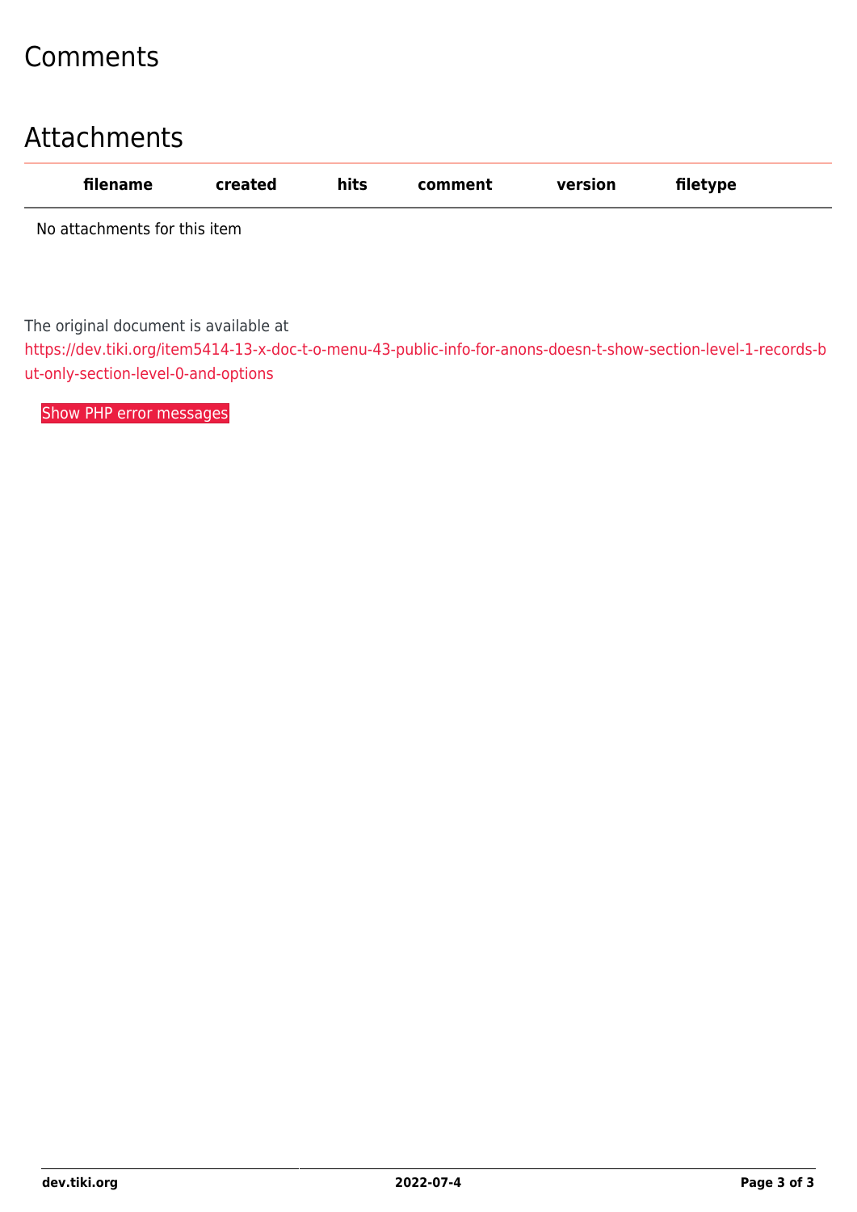## Comments

## Attachments

| filename | created | hits | comment | version | filetype |
|---|---|---|---|---|---|
| No attachments for this item | | | | | |

The original document is available at
https://dev.tiki.org/item5414-13-x-doc-t-o-menu-43-public-info-for-anons-doesn-t-show-section-level-1-records-but-only-section-level-0-and-options

Show PHP error messages